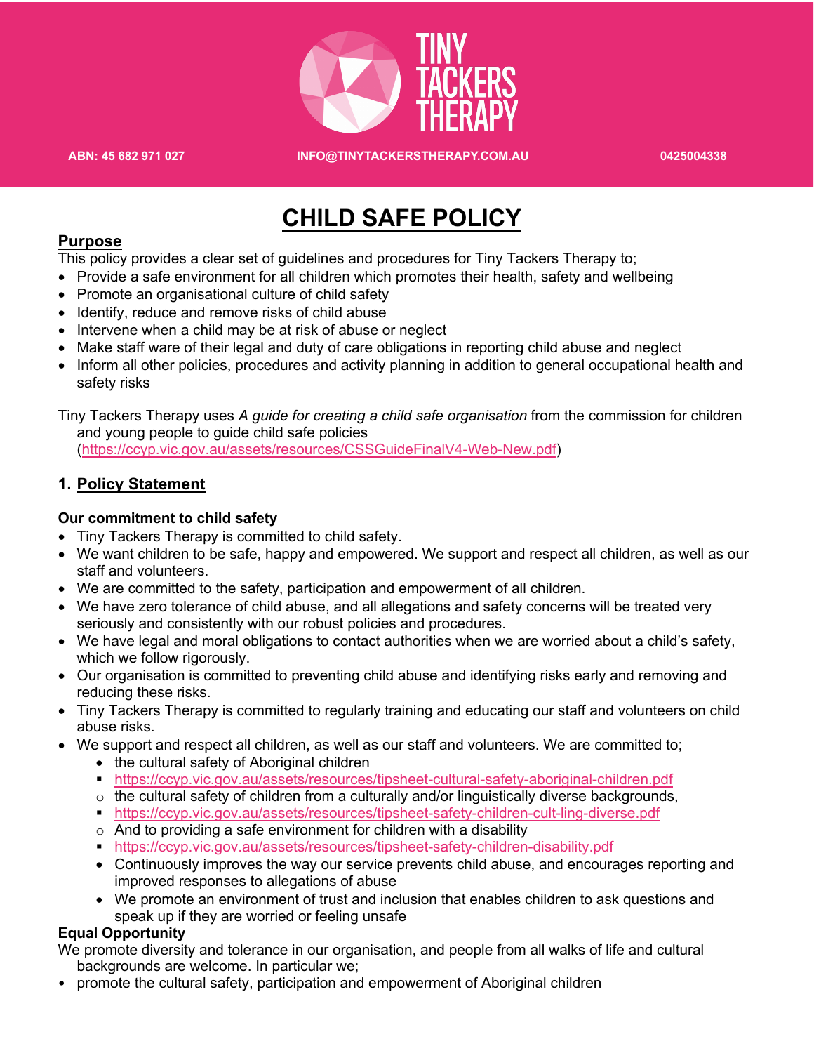TINY TACKERS THERAPY

ABN: 45 682 971 027 INFO@TINYTACKERSTHERAPY.COM.AU 0425004338

# CHILD SAFE POLICY

## Purpose

This policy provides a clear set of guidelines and procedures for Tiny Tackers Therapy to;

- Provide a safe environment for all children which promotes their health, safety and wellbeing
- Promote an organisational culture of child safety
- Identify, reduce and remove risks of child abuse
- Intervene when a child may be at risk of abuse or neglect
- Make staff ware of their legal and duty of care obligations in reporting child abuse and neglect
- Inform all other policies, procedures and activity planning in addition to general occupational health and safety risks

Tiny Tackers Therapy uses *A guide for creating a child safe organisation* from the commission for children and young people to guide child safe policies (https://ccyp.vic.gov.au/assets/resources/CSSGuideFinalV4-Web-New.pdf)

## 1. Policy Statement

### Our commitment to child safety

- Tiny Tackers Therapy is committed to child safety.
- We want children to be safe, happy and empowered. We support and respect all children, as well as our staff and volunteers.
- We are committed to the safety, participation and empowerment of all children.
- We have zero tolerance of child abuse, and all allegations and safety concerns will be treated very seriously and consistently with our robust policies and procedures.
- We have legal and moral obligations to contact authorities when we are worried about a child's safety, which we follow rigorously.
- Our organisation is committed to preventing child abuse and identifying risks early and removing and reducing these risks.
- Tiny Tackers Therapy is committed to regularly training and educating our staff and volunteers on child abuse risks.
- We support and respect all children, as well as our staff and volunteers. We are committed to;
  - the cultural safety of Aboriginal children
    - https://ccyp.vic.gov.au/assets/resources/tipsheet-cultural-safety-aboriginal-children.pdf
  - the cultural safety of children from a culturally and/or linguistically diverse backgrounds,
    - https://ccyp.vic.gov.au/assets/resources/tipsheet-safety-children-cult-ling-diverse.pdf
  - And to providing a safe environment for children with a disability
    - https://ccyp.vic.gov.au/assets/resources/tipsheet-safety-children-disability.pdf
  - Continuously improves the way our service prevents child abuse, and encourages reporting and improved responses to allegations of abuse
  - We promote an environment of trust and inclusion that enables children to ask questions and speak up if they are worried or feeling unsafe

### Equal Opportunity

We promote diversity and tolerance in our organisation, and people from all walks of life and cultural backgrounds are welcome. In particular we;

- promote the cultural safety, participation and empowerment of Aboriginal children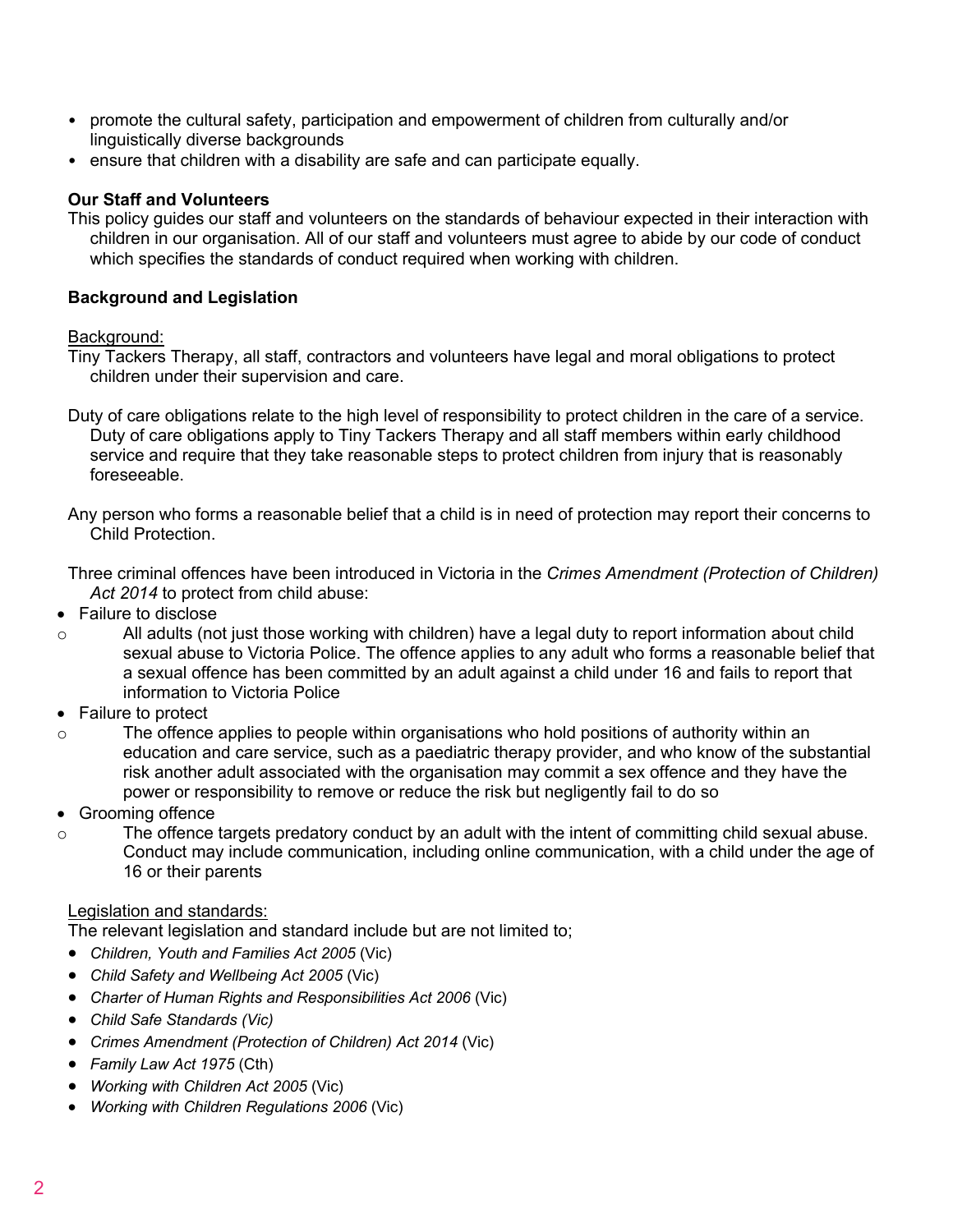- promote the cultural safety, participation and empowerment of children from culturally and/or linguistically diverse backgrounds
- ensure that children with a disability are safe and can participate equally.

**Our Staff and Volunteers**

This policy guides our staff and volunteers on the standards of behaviour expected in their interaction with children in our organisation. All of our staff and volunteers must agree to abide by our code of conduct which specifies the standards of conduct required when working with children.

**Background and Legislation**

<u>Background:</u>

Tiny Tackers Therapy, all staff, contractors and volunteers have legal and moral obligations to protect children under their supervision and care.

Duty of care obligations relate to the high level of responsibility to protect children in the care of a service. Duty of care obligations apply to Tiny Tackers Therapy and all staff members within early childhood service and require that they take reasonable steps to protect children from injury that is reasonably foreseeable.

Any person who forms a reasonable belief that a child is in need of protection may report their concerns to Child Protection.

Three criminal offences have been introduced in Victoria in the *Crimes Amendment (Protection of Children) Act 2014* to protect from child abuse:

- Failure to disclose
  - All adults (not just those working with children) have a legal duty to report information about child sexual abuse to Victoria Police. The offence applies to any adult who forms a reasonable belief that a sexual offence has been committed by an adult against a child under 16 and fails to report that information to Victoria Police
- Failure to protect
  - The offence applies to people within organisations who hold positions of authority within an education and care service, such as a paediatric therapy provider, and who know of the substantial risk another adult associated with the organisation may commit a sex offence and they have the power or responsibility to remove or reduce the risk but negligently fail to do so
- Grooming offence
  - The offence targets predatory conduct by an adult with the intent of committing child sexual abuse. Conduct may include communication, including online communication, with a child under the age of 16 or their parents

<u>Legislation and standards:</u>

The relevant legislation and standard include but are not limited to;

- *Children, Youth and Families Act 2005* (Vic)
- *Child Safety and Wellbeing Act 2005* (Vic)
- *Charter of Human Rights and Responsibilities Act 2006* (Vic)
- *Child Safe Standards (Vic)*
- *Crimes Amendment (Protection of Children) Act 2014* (Vic)
- *Family Law Act 1975* (Cth)
- *Working with Children Act 2005* (Vic)
- *Working with Children Regulations 2006* (Vic)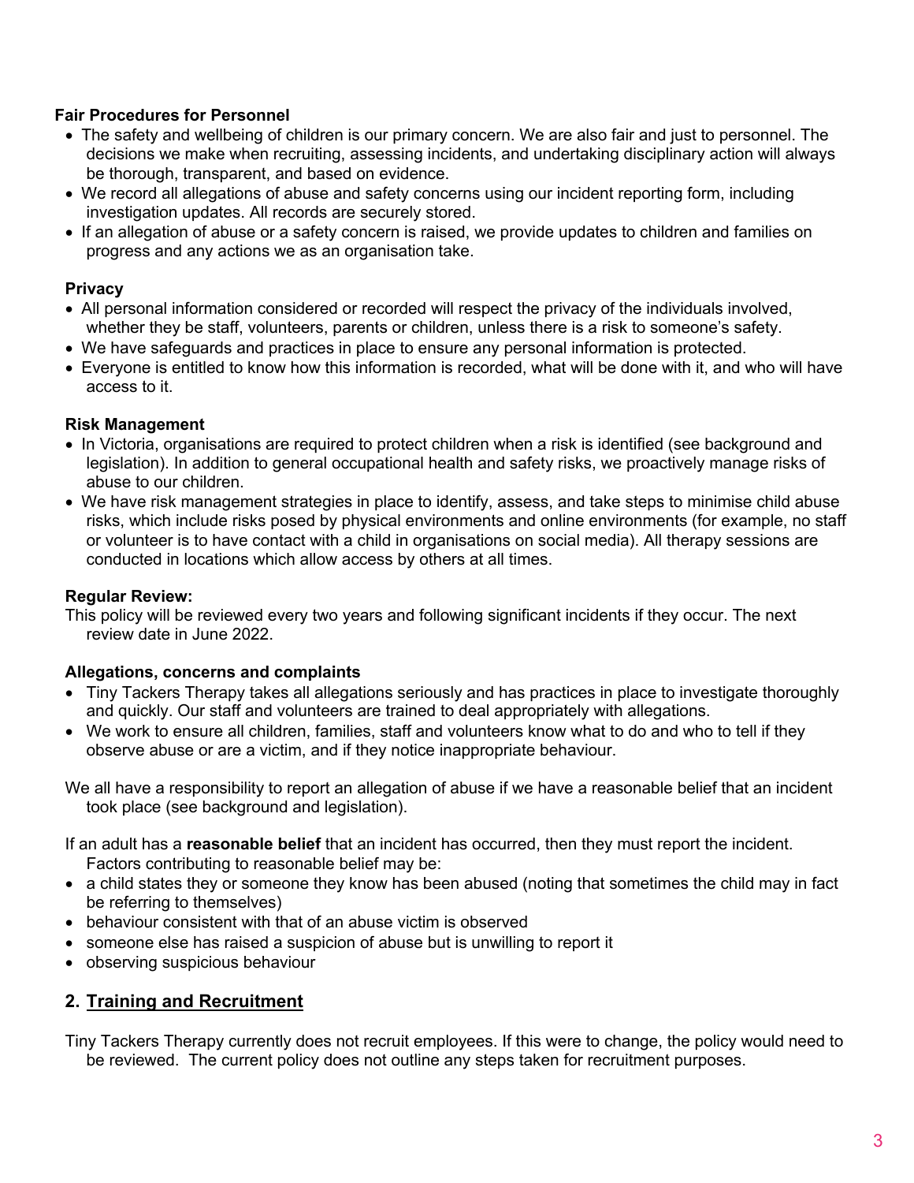**Fair Procedures for Personnel**

- The safety and wellbeing of children is our primary concern. We are also fair and just to personnel. The decisions we make when recruiting, assessing incidents, and undertaking disciplinary action will always be thorough, transparent, and based on evidence.
- We record all allegations of abuse and safety concerns using our incident reporting form, including investigation updates. All records are securely stored.
- If an allegation of abuse or a safety concern is raised, we provide updates to children and families on progress and any actions we as an organisation take.

**Privacy**

- All personal information considered or recorded will respect the privacy of the individuals involved, whether they be staff, volunteers, parents or children, unless there is a risk to someone's safety.
- We have safeguards and practices in place to ensure any personal information is protected.
- Everyone is entitled to know how this information is recorded, what will be done with it, and who will have access to it.

**Risk Management**

- In Victoria, organisations are required to protect children when a risk is identified (see background and legislation). In addition to general occupational health and safety risks, we proactively manage risks of abuse to our children.
- We have risk management strategies in place to identify, assess, and take steps to minimise child abuse risks, which include risks posed by physical environments and online environments (for example, no staff or volunteer is to have contact with a child in organisations on social media). All therapy sessions are conducted in locations which allow access by others at all times.

**Regular Review:**

This policy will be reviewed every two years and following significant incidents if they occur. The next review date in June 2022.

**Allegations, concerns and complaints**

- Tiny Tackers Therapy takes all allegations seriously and has practices in place to investigate thoroughly and quickly. Our staff and volunteers are trained to deal appropriately with allegations.
- We work to ensure all children, families, staff and volunteers know what to do and who to tell if they observe abuse or are a victim, and if they notice inappropriate behaviour.

We all have a responsibility to report an allegation of abuse if we have a reasonable belief that an incident took place (see background and legislation).

If an adult has a **reasonable belief** that an incident has occurred, then they must report the incident. Factors contributing to reasonable belief may be:

- a child states they or someone they know has been abused (noting that sometimes the child may in fact be referring to themselves)
- behaviour consistent with that of an abuse victim is observed
- someone else has raised a suspicion of abuse but is unwilling to report it
- observing suspicious behaviour

## 2. Training and Recruitment

Tiny Tackers Therapy currently does not recruit employees. If this were to change, the policy would need to be reviewed. The current policy does not outline any steps taken for recruitment purposes.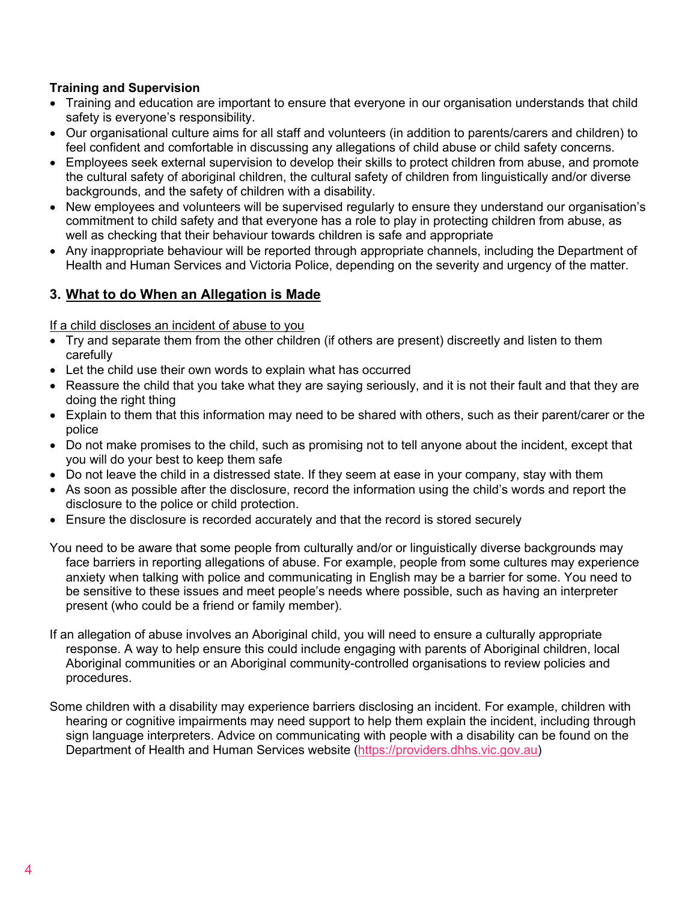**Training and Supervision**

- Training and education are important to ensure that everyone in our organisation understands that child safety is everyone's responsibility.
- Our organisational culture aims for all staff and volunteers (in addition to parents/carers and children) to feel confident and comfortable in discussing any allegations of child abuse or child safety concerns.
- Employees seek external supervision to develop their skills to protect children from abuse, and promote the cultural safety of aboriginal children, the cultural safety of children from linguistically and/or diverse backgrounds, and the safety of children with a disability.
- New employees and volunteers will be supervised regularly to ensure they understand our organisation's commitment to child safety and that everyone has a role to play in protecting children from abuse, as well as checking that their behaviour towards children is safe and appropriate
- Any inappropriate behaviour will be reported through appropriate channels, including the Department of Health and Human Services and Victoria Police, depending on the severity and urgency of the matter.

## 3. What to do When an Allegation is Made

If a child discloses an incident of abuse to you

- Try and separate them from the other children (if others are present) discreetly and listen to them carefully
- Let the child use their own words to explain what has occurred
- Reassure the child that you take what they are saying seriously, and it is not their fault and that they are doing the right thing
- Explain to them that this information may need to be shared with others, such as their parent/carer or the police
- Do not make promises to the child, such as promising not to tell anyone about the incident, except that you will do your best to keep them safe
- Do not leave the child in a distressed state. If they seem at ease in your company, stay with them
- As soon as possible after the disclosure, record the information using the child's words and report the disclosure to the police or child protection.
- Ensure the disclosure is recorded accurately and that the record is stored securely

You need to be aware that some people from culturally and/or or linguistically diverse backgrounds may face barriers in reporting allegations of abuse. For example, people from some cultures may experience anxiety when talking with police and communicating in English may be a barrier for some. You need to be sensitive to these issues and meet people's needs where possible, such as having an interpreter present (who could be a friend or family member).

If an allegation of abuse involves an Aboriginal child, you will need to ensure a culturally appropriate response. A way to help ensure this could include engaging with parents of Aboriginal children, local Aboriginal communities or an Aboriginal community-controlled organisations to review policies and procedures.

Some children with a disability may experience barriers disclosing an incident. For example, children with hearing or cognitive impairments may need support to help them explain the incident, including through sign language interpreters. Advice on communicating with people with a disability can be found on the Department of Health and Human Services website (https://providers.dhhs.vic.gov.au)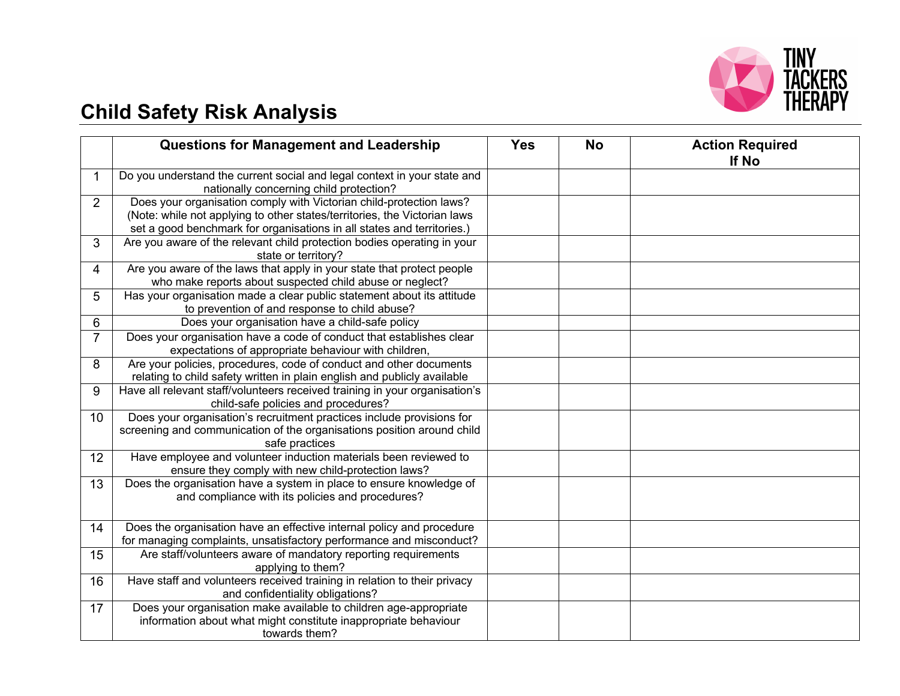# Child Safety Risk Analysis

| | Questions for Management and Leadership | Yes | No | Action Required If No |
|---|---|---|---|---|
| 1 | Do you understand the current social and legal context in your state and nationally concerning child protection? | | | |
| 2 | Does your organisation comply with Victorian child-protection laws? (Note: while not applying to other states/territories, the Victorian laws set a good benchmark for organisations in all states and territories.) | | | |
| 3 | Are you aware of the relevant child protection bodies operating in your state or territory? | | | |
| 4 | Are you aware of the laws that apply in your state that protect people who make reports about suspected child abuse or neglect? | | | |
| 5 | Has your organisation made a clear public statement about its attitude to prevention of and response to child abuse? | | | |
| 6 | Does your organisation have a child-safe policy | | | |
| 7 | Does your organisation have a code of conduct that establishes clear expectations of appropriate behaviour with children, | | | |
| 8 | Are your policies, procedures, code of conduct and other documents relating to child safety written in plain english and publicly available | | | |
| 9 | Have all relevant staff/volunteers received training in your organisation's child-safe policies and procedures? | | | |
| 10 | Does your organisation's recruitment practices include provisions for screening and communication of the organisations position around child safe practices | | | |
| 12 | Have employee and volunteer induction materials been reviewed to ensure they comply with new child-protection laws? | | | |
| 13 | Does the organisation have a system in place to ensure knowledge of and compliance with its policies and procedures? | | | |
| 14 | Does the organisation have an effective internal policy and procedure for managing complaints, unsatisfactory performance and misconduct? | | | |
| 15 | Are staff/volunteers aware of mandatory reporting requirements applying to them? | | | |
| 16 | Have staff and volunteers received training in relation to their privacy and confidentiality obligations? | | | |
| 17 | Does your organisation make available to children age-appropriate information about what might constitute inappropriate behaviour towards them? | | | |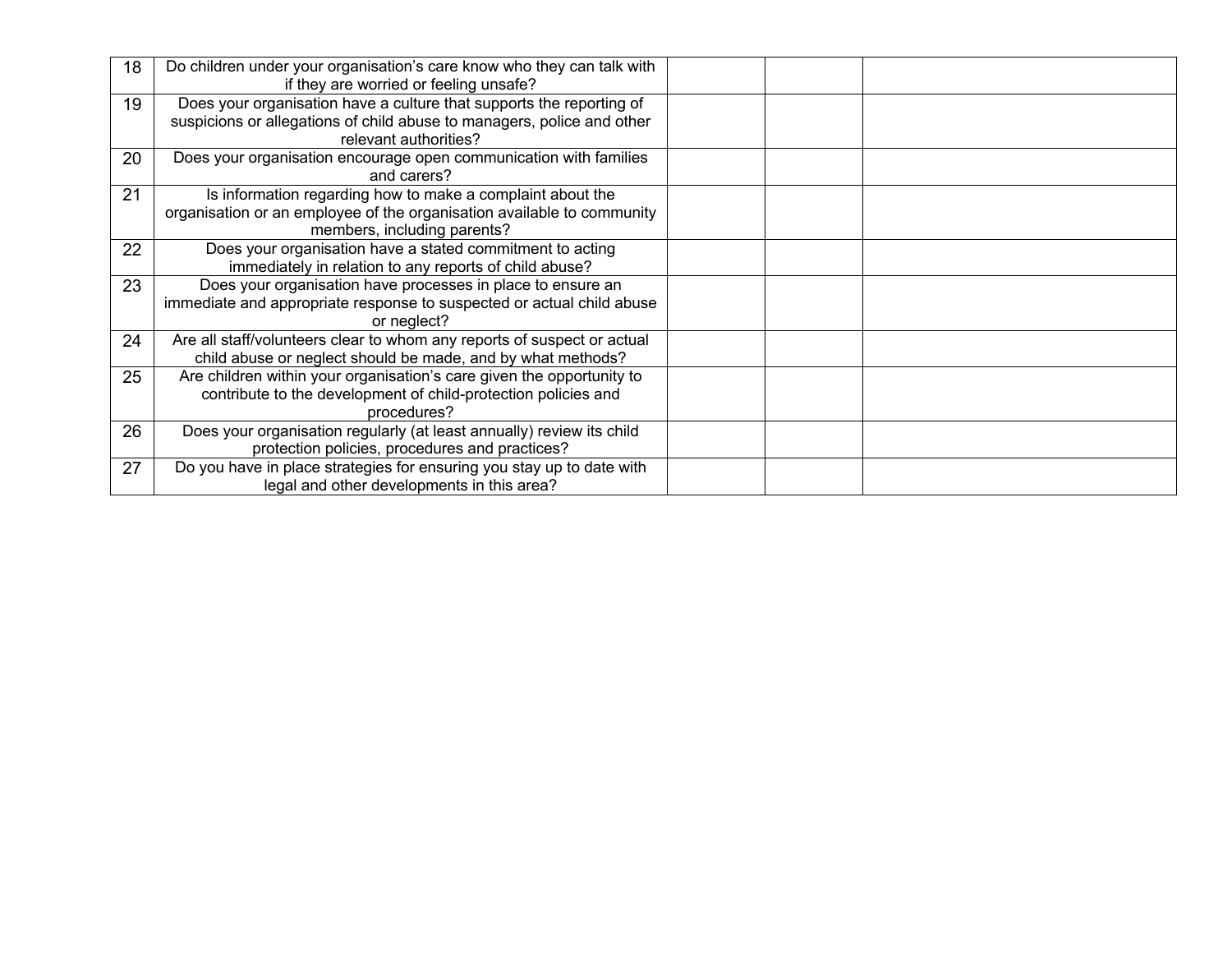| | | | | |
|---|---|---|---|---|
| 18 | Do children under your organisation’s care know who they can talk with if they are worried or feeling unsafe? | | | |
| 19 | Does your organisation have a culture that supports the reporting of suspicions or allegations of child abuse to managers, police and other relevant authorities? | | | |
| 20 | Does your organisation encourage open communication with families and carers? | | | |
| 21 | Is information regarding how to make a complaint about the organisation or an employee of the organisation available to community members, including parents? | | | |
| 22 | Does your organisation have a stated commitment to acting immediately in relation to any reports of child abuse? | | | |
| 23 | Does your organisation have processes in place to ensure an immediate and appropriate response to suspected or actual child abuse or neglect? | | | |
| 24 | Are all staff/volunteers clear to whom any reports of suspect or actual child abuse or neglect should be made, and by what methods? | | | |
| 25 | Are children within your organisation’s care given the opportunity to contribute to the development of child-protection policies and procedures? | | | |
| 26 | Does your organisation regularly (at least annually) review its child protection policies, procedures and practices? | | | |
| 27 | Do you have in place strategies for ensuring you stay up to date with legal and other developments in this area? | | | |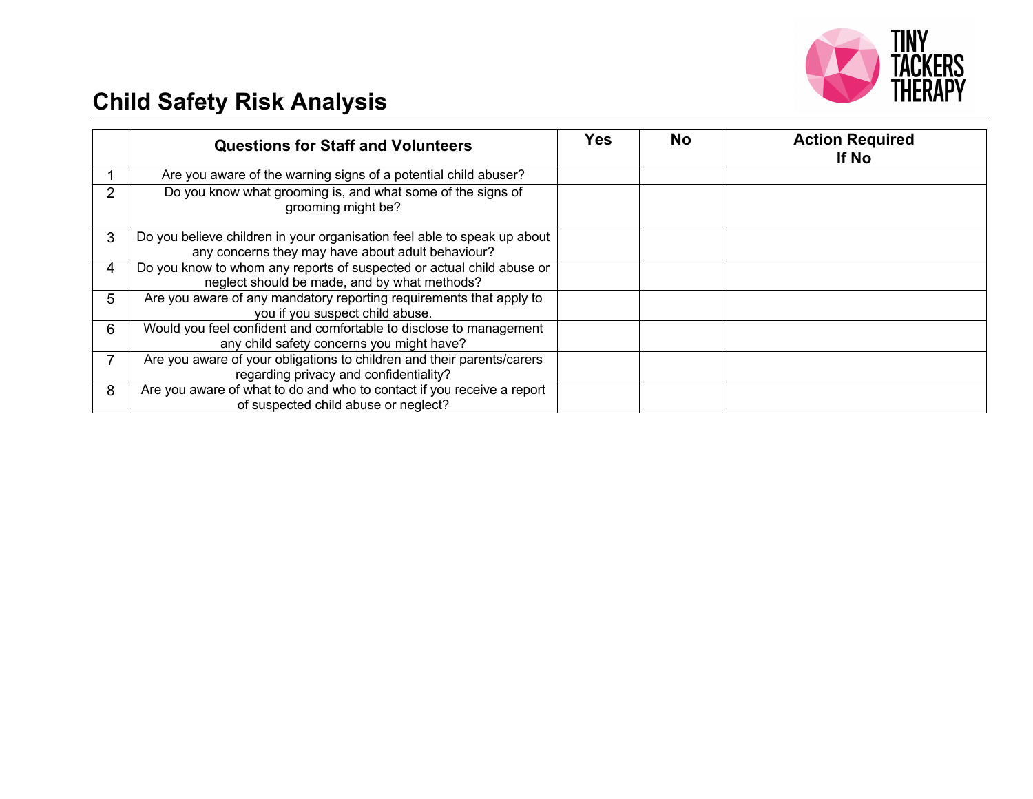# Child Safety Risk Analysis

| | Questions for Staff and Volunteers | Yes | No | Action Required If No |
|---|---|---|---|---|
| 1 | Are you aware of the warning signs of a potential child abuser? | | | |
| 2 | Do you know what grooming is, and what some of the signs of grooming might be? | | | |
| 3 | Do you believe children in your organisation feel able to speak up about any concerns they may have about adult behaviour? | | | |
| 4 | Do you know to whom any reports of suspected or actual child abuse or neglect should be made, and by what methods? | | | |
| 5 | Are you aware of any mandatory reporting requirements that apply to you if you suspect child abuse. | | | |
| 6 | Would you feel confident and comfortable to disclose to management any child safety concerns you might have? | | | |
| 7 | Are you aware of your obligations to children and their parents/carers regarding privacy and confidentiality? | | | |
| 8 | Are you aware of what to do and who to contact if you receive a report of suspected child abuse or neglect? | | | |